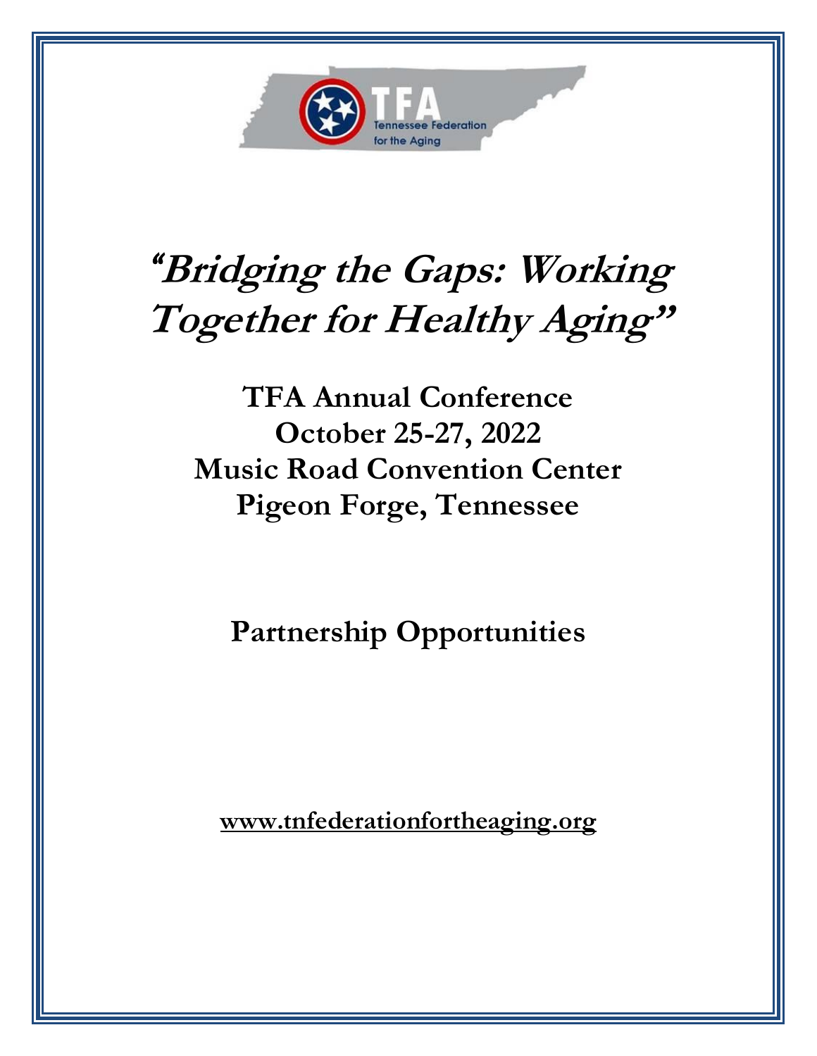TFA
Tennessee Federation for the Aging

# *"Bridging the Gaps: Working Together for Healthy Aging"*

## TFA Annual Conference
## October 25-27, 2022
## Music Road Convention Center
## Pigeon Forge, Tennessee

## Partnership Opportunities

**www.tnfederationfortheaging.org**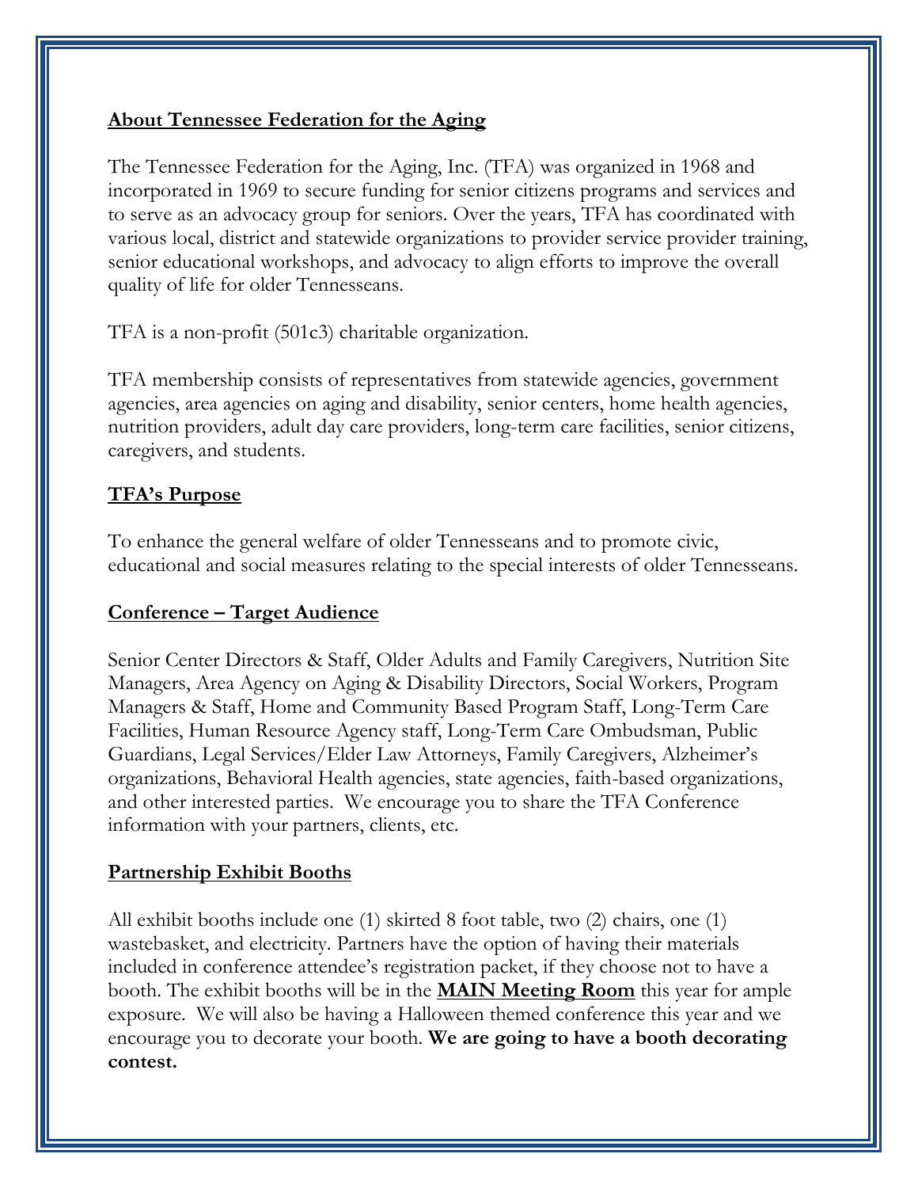## About Tennessee Federation for the Aging

The Tennessee Federation for the Aging, Inc. (TFA) was organized in 1968 and incorporated in 1969 to secure funding for senior citizens programs and services and to serve as an advocacy group for seniors. Over the years, TFA has coordinated with various local, district and statewide organizations to provider service provider training, senior educational workshops, and advocacy to align efforts to improve the overall quality of life for older Tennesseans.

TFA is a non-profit (501c3) charitable organization.

TFA membership consists of representatives from statewide agencies, government agencies, area agencies on aging and disability, senior centers, home health agencies, nutrition providers, adult day care providers, long-term care facilities, senior citizens, caregivers, and students.

## TFA's Purpose

To enhance the general welfare of older Tennesseans and to promote civic, educational and social measures relating to the special interests of older Tennesseans.

## Conference – Target Audience

Senior Center Directors & Staff, Older Adults and Family Caregivers, Nutrition Site Managers, Area Agency on Aging & Disability Directors, Social Workers, Program Managers & Staff, Home and Community Based Program Staff, Long-Term Care Facilities, Human Resource Agency staff, Long-Term Care Ombudsman, Public Guardians, Legal Services/Elder Law Attorneys, Family Caregivers, Alzheimer's organizations, Behavioral Health agencies, state agencies, faith-based organizations, and other interested parties. We encourage you to share the TFA Conference information with your partners, clients, etc.

## Partnership Exhibit Booths

All exhibit booths include one (1) skirted 8 foot table, two (2) chairs, one (1) wastebasket, and electricity. Partners have the option of having their materials included in conference attendee's registration packet, if they choose not to have a booth. The exhibit booths will be in the **MAIN Meeting Room** this year for ample exposure. We will also be having a Halloween themed conference this year and we encourage you to decorate your booth. **We are going to have a booth decorating contest.**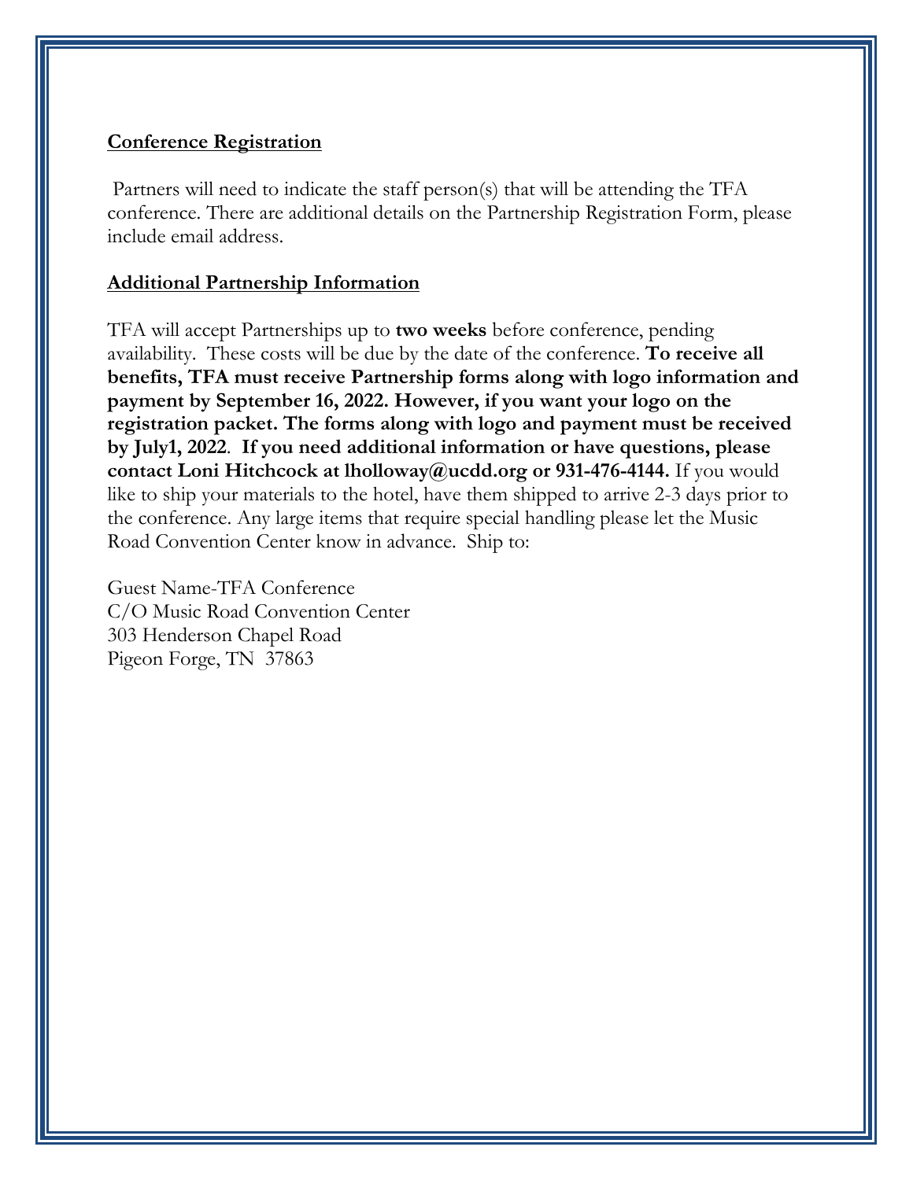**Conference Registration**

Partners will need to indicate the staff person(s) that will be attending the TFA conference. There are additional details on the Partnership Registration Form, please include email address.

**Additional Partnership Information**

TFA will accept Partnerships up to **two weeks** before conference, pending availability. These costs will be due by the date of the conference. **To receive all benefits, TFA must receive Partnership forms along with logo information and payment by September 16, 2022. However, if you want your logo on the registration packet. The forms along with logo and payment must be received by July1, 2022**. **If you need additional information or have questions, please contact Loni Hitchcock at lholloway@ucdd.org or 931-476-4144.** If you would like to ship your materials to the hotel, have them shipped to arrive 2-3 days prior to the conference. Any large items that require special handling please let the Music Road Convention Center know in advance. Ship to:

Guest Name-TFA Conference
C/O Music Road Convention Center
303 Henderson Chapel Road
Pigeon Forge, TN 37863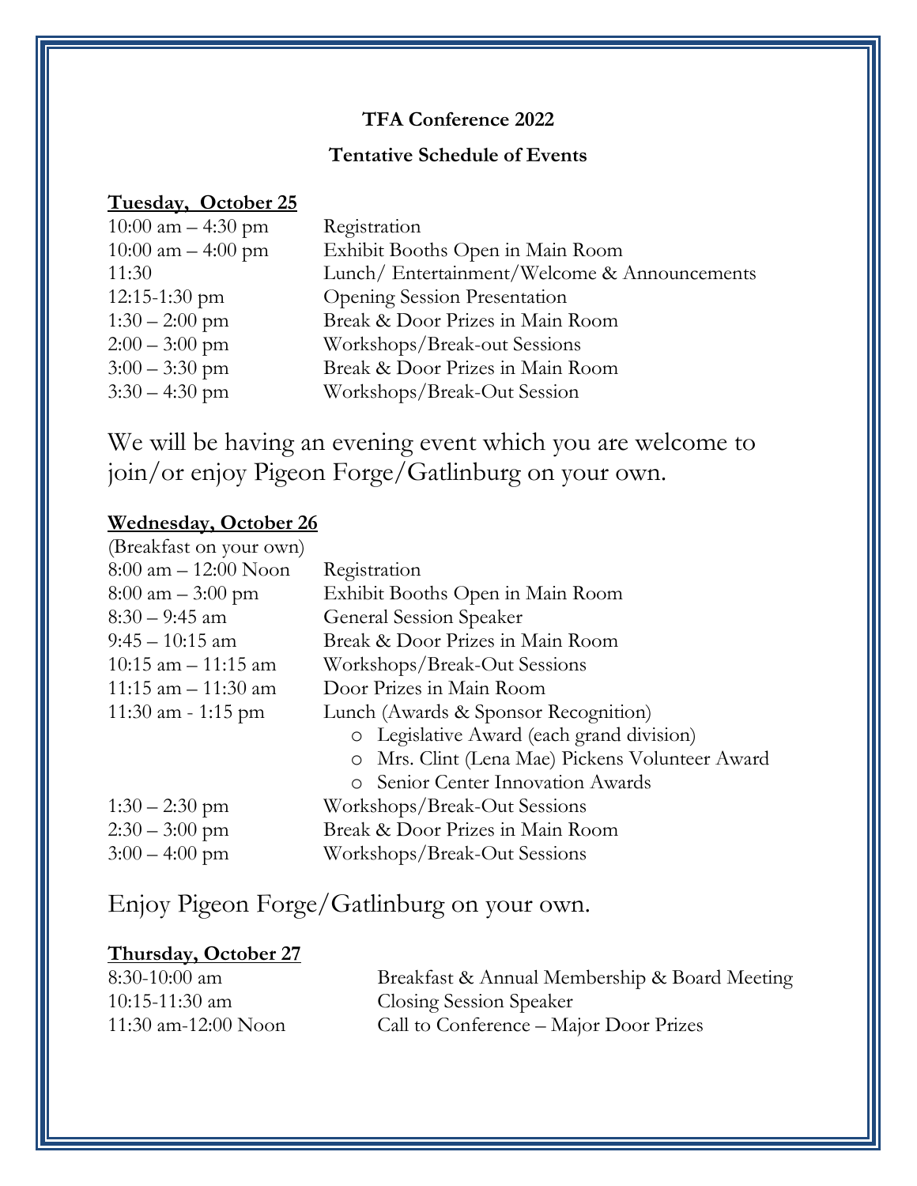**TFA Conference 2022**

**Tentative Schedule of Events**

**<u>Tuesday, October 25</u>**

| | |
|---|---|
| 10:00 am – 4:30 pm | Registration |
| 10:00 am – 4:00 pm | Exhibit Booths Open in Main Room |
| 11:30 | Lunch/ Entertainment/Welcome & Announcements |
| 12:15-1:30 pm | Opening Session Presentation |
| 1:30 – 2:00 pm | Break & Door Prizes in Main Room |
| 2:00 – 3:00 pm | Workshops/Break-out Sessions |
| 3:00 – 3:30 pm | Break & Door Prizes in Main Room |
| 3:30 – 4:30 pm | Workshops/Break-Out Session |

We will be having an evening event which you are welcome to join/or enjoy Pigeon Forge/Gatlinburg on your own.

**<u>Wednesday, October 26</u>**

(Breakfast on your own)

| | |
|---|---|
| 8:00 am – 12:00 Noon | Registration |
| 8:00 am – 3:00 pm | Exhibit Booths Open in Main Room |
| 8:30 – 9:45 am | General Session Speaker |
| 9:45 – 10:15 am | Break & Door Prizes in Main Room |
| 10:15 am – 11:15 am | Workshops/Break-Out Sessions |
| 11:15 am – 11:30 am | Door Prizes in Main Room |
| 11:30 am - 1:15 pm | Lunch (Awards & Sponsor Recognition)<br>o Legislative Award (each grand division)<br>o Mrs. Clint (Lena Mae) Pickens Volunteer Award<br>o Senior Center Innovation Awards |
| 1:30 – 2:30 pm | Workshops/Break-Out Sessions |
| 2:30 – 3:00 pm | Break & Door Prizes in Main Room |
| 3:00 – 4:00 pm | Workshops/Break-Out Sessions |

Enjoy Pigeon Forge/Gatlinburg on your own.

**<u>Thursday, October 27</u>**

| | |
|---|---|
| 8:30-10:00 am | Breakfast & Annual Membership & Board Meeting |
| 10:15-11:30 am | Closing Session Speaker |
| 11:30 am-12:00 Noon | Call to Conference – Major Door Prizes |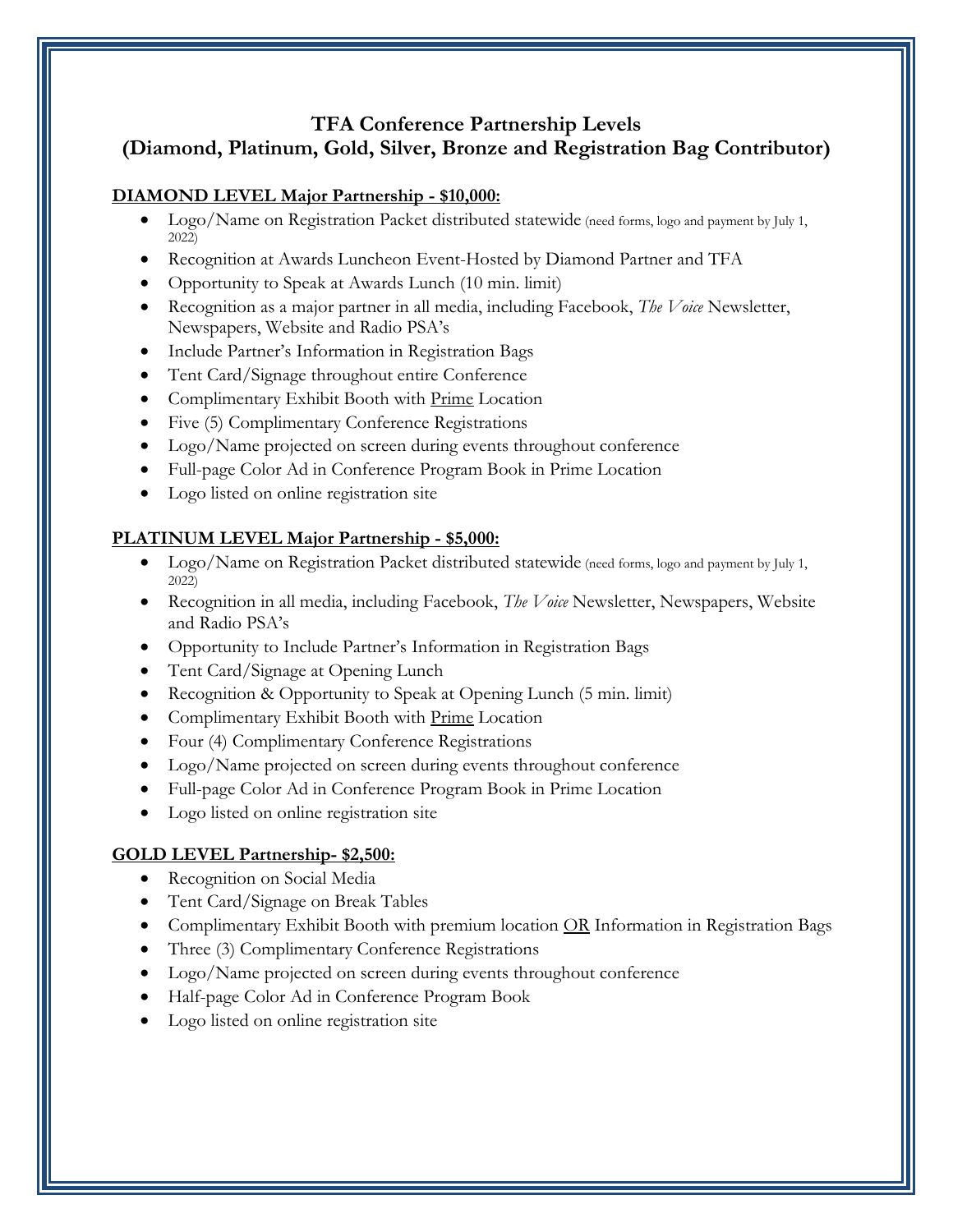# TFA Conference Partnership Levels
# (Diamond, Platinum, Gold, Silver, Bronze and Registration Bag Contributor)

**DIAMOND LEVEL Major Partnership - $10,000:**

- Logo/Name on Registration Packet distributed statewide (need forms, logo and payment by July 1, 2022)
- Recognition at Awards Luncheon Event-Hosted by Diamond Partner and TFA
- Opportunity to Speak at Awards Lunch (10 min. limit)
- Recognition as a major partner in all media, including Facebook, *The Voice* Newsletter, Newspapers, Website and Radio PSA's
- Include Partner's Information in Registration Bags
- Tent Card/Signage throughout entire Conference
- Complimentary Exhibit Booth with Prime Location
- Five (5) Complimentary Conference Registrations
- Logo/Name projected on screen during events throughout conference
- Full-page Color Ad in Conference Program Book in Prime Location
- Logo listed on online registration site

**PLATINUM LEVEL Major Partnership - $5,000:**

- Logo/Name on Registration Packet distributed statewide (need forms, logo and payment by July 1, 2022)
- Recognition in all media, including Facebook, *The Voice* Newsletter, Newspapers, Website and Radio PSA's
- Opportunity to Include Partner's Information in Registration Bags
- Tent Card/Signage at Opening Lunch
- Recognition & Opportunity to Speak at Opening Lunch (5 min. limit)
- Complimentary Exhibit Booth with Prime Location
- Four (4) Complimentary Conference Registrations
- Logo/Name projected on screen during events throughout conference
- Full-page Color Ad in Conference Program Book in Prime Location
- Logo listed on online registration site

**GOLD LEVEL Partnership- $2,500:**

- Recognition on Social Media
- Tent Card/Signage on Break Tables
- Complimentary Exhibit Booth with premium location OR Information in Registration Bags
- Three (3) Complimentary Conference Registrations
- Logo/Name projected on screen during events throughout conference
- Half-page Color Ad in Conference Program Book
- Logo listed on online registration site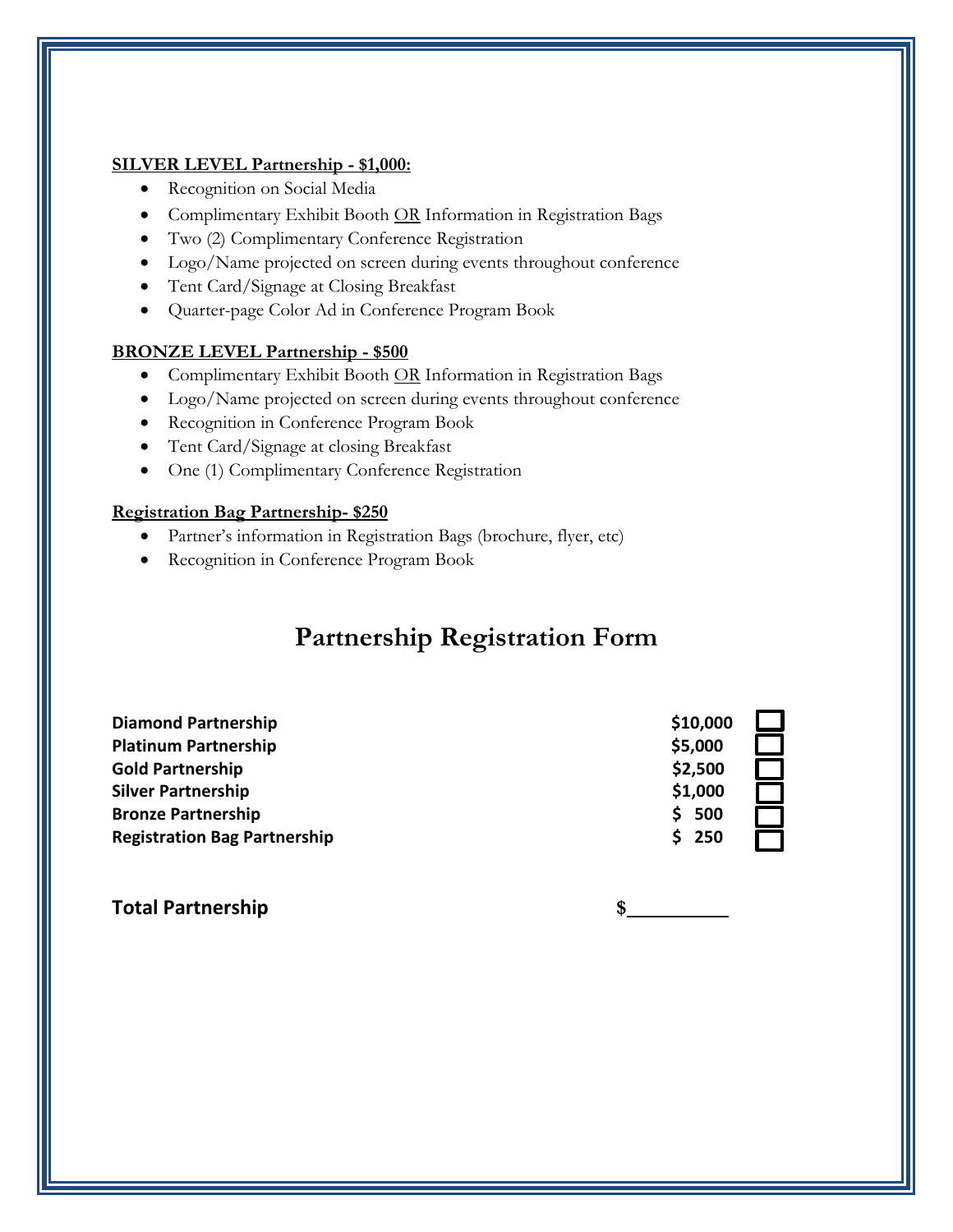**SILVER LEVEL Partnership - $1,000:**

- Recognition on Social Media
- Complimentary Exhibit Booth OR Information in Registration Bags
- Two (2) Complimentary Conference Registration
- Logo/Name projected on screen during events throughout conference
- Tent Card/Signage at Closing Breakfast
- Quarter-page Color Ad in Conference Program Book

**BRONZE LEVEL Partnership - $500**

- Complimentary Exhibit Booth OR Information in Registration Bags
- Logo/Name projected on screen during events throughout conference
- Recognition in Conference Program Book
- Tent Card/Signage at closing Breakfast
- One (1) Complimentary Conference Registration

**Registration Bag Partnership- $250**

- Partner's information in Registration Bags (brochure, flyer, etc)
- Recognition in Conference Program Book

# Partnership Registration Form

| | | |
|---|---|---|
| **Diamond Partnership** | **$10,000** | ☐ |
| **Platinum Partnership** | **$5,000** | ☐ |
| **Gold Partnership** | **$2,500** | ☐ |
| **Silver Partnership** | **$1,000** | ☐ |
| **Bronze Partnership** | **$ 500** | ☐ |
| **Registration Bag Partnership** | **$ 250** | ☐ |

**Total Partnership** $__________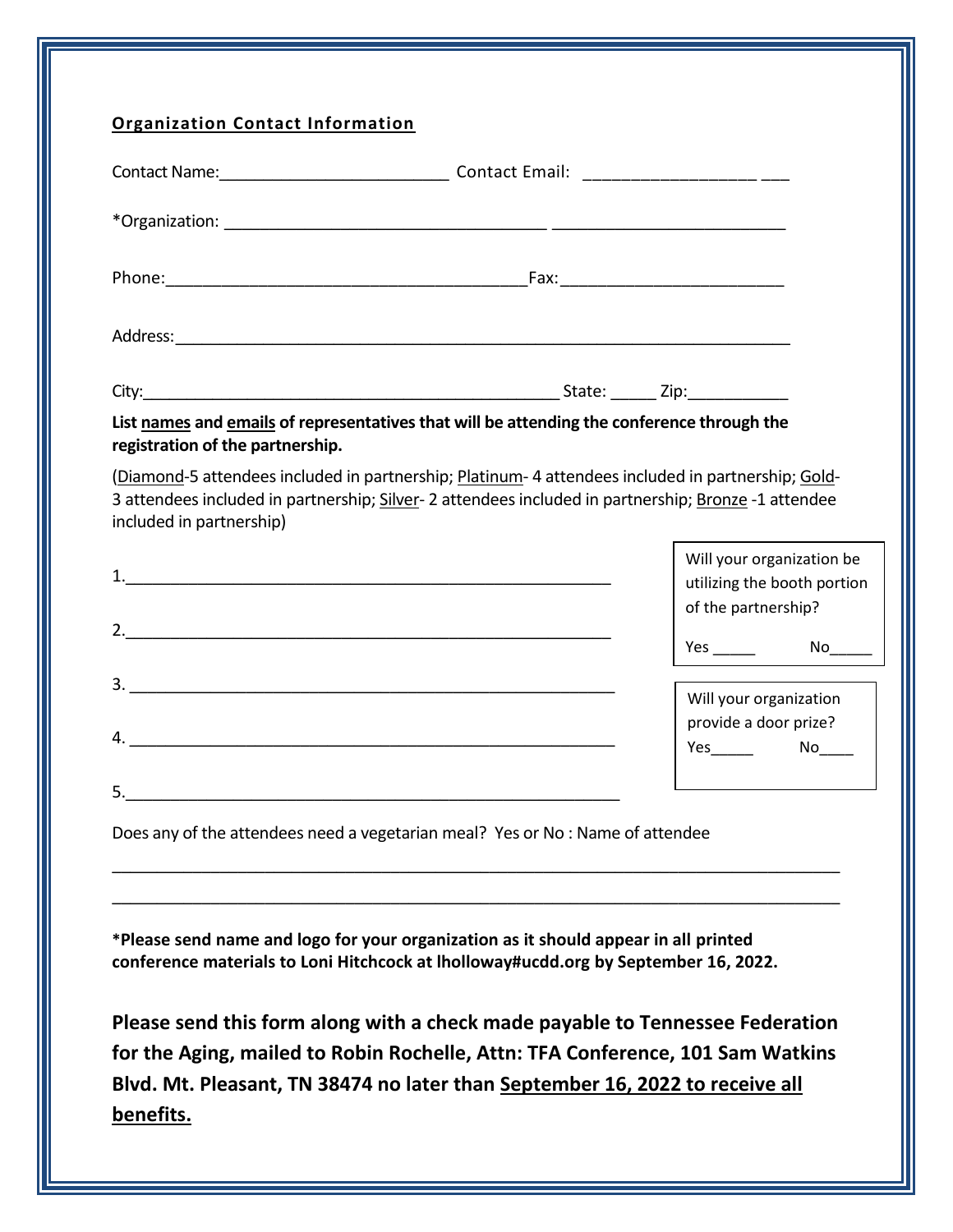**Organization Contact Information**

Contact Name:\_\_\_\_\_\_\_\_\_\_\_\_\_\_\_\_\_\_\_\_\_\_\_\_\_\_ Contact Email: \_\_\_\_\_\_\_\_\_\_\_\_\_\_\_\_\_\_\_\_ \_\_\_

*Organization: \_\_\_\_\_\_\_\_\_\_\_\_\_\_\_\_\_\_\_\_\_\_\_\_\_\_\_\_\_\_\_\_\_\_\_\_\_\_\_\_ \_\_\_\_\_\_\_\_\_\_\_\_\_\_\_\_\_\_\_\_\_\_\_\_\_\_\_\_\_

Phone:\_\_\_\_\_\_\_\_\_\_\_\_\_\_\_\_\_\_\_\_\_\_\_\_\_\_\_\_\_\_\_\_\_\_\_\_\_\_\_\_\_\_\_Fax:\_\_\_\_\_\_\_\_\_\_\_\_\_\_\_\_\_\_\_\_\_\_\_\_\_\_

Address:\_\_\_\_\_\_\_\_\_\_\_\_\_\_\_\_\_\_\_\_\_\_\_\_\_\_\_\_\_\_\_\_\_\_\_\_\_\_\_\_\_\_\_\_\_\_\_\_\_\_\_\_\_\_\_\_\_\_\_\_\_\_\_\_\_\_\_\_\_\_\_

City:\_\_\_\_\_\_\_\_\_\_\_\_\_\_\_\_\_\_\_\_\_\_\_\_\_\_\_\_\_\_\_\_\_\_\_\_\_\_\_\_\_\_\_\_\_\_\_\_\_\_ State: \_\_\_\_\_ Zip:\_\_\_\_\_\_\_\_\_\_\_\_

**List <u>names</u> and <u>emails</u> of representatives that will be attending the conference through the registration of the partnership.**

(<u>Diamond</u>-5 attendees included in partnership; <u>Platinum</u>- 4 attendees included in partnership; <u>Gold</u>-3 attendees included in partnership; <u>Silver</u>- 2 attendees included in partnership; <u>Bronze</u> -1 attendee included in partnership)

1.\_\_\_\_\_\_\_\_\_\_\_\_\_\_\_\_\_\_\_\_\_\_\_\_\_\_\_\_\_\_\_\_\_\_\_\_\_\_\_\_\_\_\_\_\_\_\_\_\_\_\_\_\_\_\_\_\_

2.\_\_\_\_\_\_\_\_\_\_\_\_\_\_\_\_\_\_\_\_\_\_\_\_\_\_\_\_\_\_\_\_\_\_\_\_\_\_\_\_\_\_\_\_\_\_\_\_\_\_\_\_\_\_\_\_\_

3. \_\_\_\_\_\_\_\_\_\_\_\_\_\_\_\_\_\_\_\_\_\_\_\_\_\_\_\_\_\_\_\_\_\_\_\_\_\_\_\_\_\_\_\_\_\_\_\_\_\_\_\_\_\_\_\_\_

4. \_\_\_\_\_\_\_\_\_\_\_\_\_\_\_\_\_\_\_\_\_\_\_\_\_\_\_\_\_\_\_\_\_\_\_\_\_\_\_\_\_\_\_\_\_\_\_\_\_\_\_\_\_\_\_\_\_

5.\_\_\_\_\_\_\_\_\_\_\_\_\_\_\_\_\_\_\_\_\_\_\_\_\_\_\_\_\_\_\_\_\_\_\_\_\_\_\_\_\_\_\_\_\_\_\_\_\_\_\_\_\_\_\_\_\_\_

Will your organization be utilizing the booth portion of the partnership?

Yes \_\_\_\_\_ No\_\_\_\_\_

Will your organization provide a door prize?

Yes\_\_\_\_\_ No\_\_\_\_

Does any of the attendees need a vegetarian meal? Yes or No : Name of attendee

\_\_\_\_\_\_\_\_\_\_\_\_\_\_\_\_\_\_\_\_\_\_\_\_\_\_\_\_\_\_\_\_\_\_\_\_\_\_\_\_\_\_\_\_\_\_\_\_\_\_\_\_\_\_\_\_\_\_\_\_\_\_\_\_\_\_\_\_\_\_\_\_\_\_\_\_\_\_\_\_\_\_

\_\_\_\_\_\_\_\_\_\_\_\_\_\_\_\_\_\_\_\_\_\_\_\_\_\_\_\_\_\_\_\_\_\_\_\_\_\_\_\_\_\_\_\_\_\_\_\_\_\_\_\_\_\_\_\_\_\_\_\_\_\_\_\_\_\_\_\_\_\_\_\_\_\_\_\_\_\_\_\_\_\_

***Please send name and logo for your organization as it should appear in all printed conference materials to Loni Hitchcock at lholloway#ucdd.org by September 16, 2022.**

**Please send this form along with a check made payable to Tennessee Federation for the Aging, mailed to Robin Rochelle, Attn: TFA Conference, 101 Sam Watkins Blvd. Mt. Pleasant, TN 38474 no later than <u>September 16, 2022 to receive all benefits.</u>**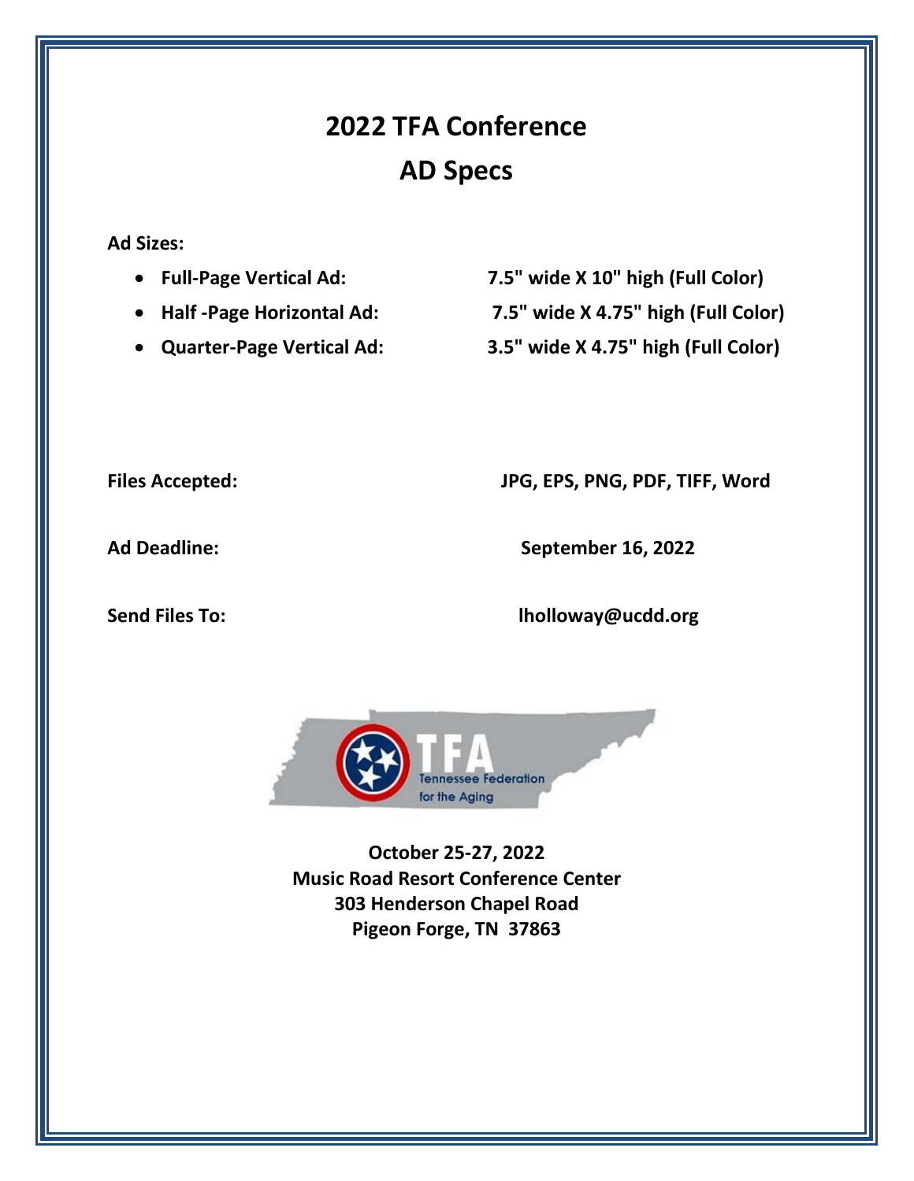# 2022 TFA Conference

# AD Specs

**Ad Sizes:**

- **Full-Page Vertical Ad:** **7.5" wide X 10" high (Full Color)**
- **Half -Page Horizontal Ad:** **7.5" wide X 4.75" high (Full Color)**
- **Quarter-Page Vertical Ad:** **3.5" wide X 4.75" high (Full Color)**

**Files Accepted:** **JPG, EPS, PNG, PDF, TIFF, Word**

**Ad Deadline:** **September 16, 2022**

**Send Files To:** **lholloway@ucdd.org**

TFA
Tennessee Federation for the Aging

**October 25-27, 2022**
**Music Road Resort Conference Center**
**303 Henderson Chapel Road**
**Pigeon Forge, TN 37863**